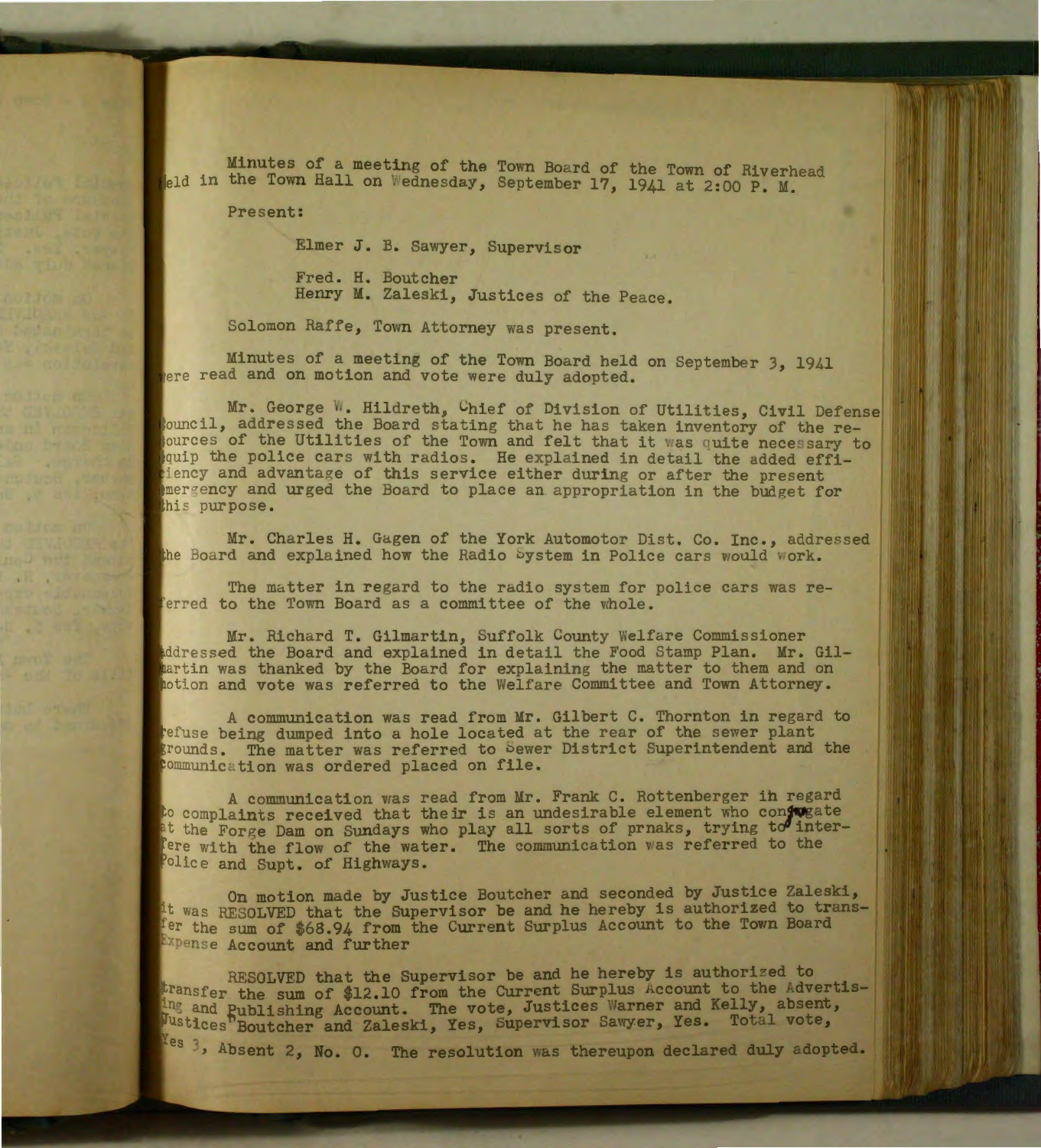Minutes of a meeting of the Town Board of the Town of Riverhead held in the Town Hall on Wednesday, September 17, 1941 at 2:00 P. M.

Present:

Elmer J. B. Sawyer, Supervisor

Fred. H. Boutcher
Henry M. Zaleski, Justices of the Peace.

Solomon Raffe, Town Attorney was present.

Minutes of a meeting of the Town Board held on September 3, 1941 were read and on motion and vote were duly adopted.

Mr. George W. Hildreth, Chief of Division of Utilities, Civil Defense Council, addressed the Board stating that he has taken inventory of the resources of the Utilities of the Town and felt that it was quite necessary to equip the police cars with radios. He explained in detail the added efficiency and advantage of this service either during or after the present emergency and urged the Board to place an appropriation in the budget for this purpose.

Mr. Charles H. Gagen of the York Automotor Dist. Co. Inc., addressed the Board and explained how the Radio System in Police cars would work.

The matter in regard to the radio system for police cars was referred to the Town Board as a committee of the whole.

Mr. Richard T. Gilmartin, Suffolk County Welfare Commissioner addressed the Board and explained in detail the Food Stamp Plan. Mr. Gilmartin was thanked by the Board for explaining the matter to them and on motion and vote was referred to the Welfare Committee and Town Attorney.

A communication was read from Mr. Gilbert C. Thornton in regard to refuse being dumped into a hole located at the rear of the sewer plant grounds. The matter was referred to Sewer District Superintendent and the communication was ordered placed on file.

A communication was read from Mr. Frank C. Rottenberger in regard to complaints received that their is an undesirable element who congregate at the Forge Dam on Sundays who play all sorts of prnaks, trying to interfere with the flow of the water. The communication was referred to the Police and Supt. of Highways.

On motion made by Justice Boutcher and seconded by Justice Zaleski, it was RESOLVED that the Supervisor be and he hereby is authorized to transfer the sum of $68.94 from the Current Surplus Account to the Town Board Expense Account and further

RESOLVED that the Supervisor be and he hereby is authorized to transfer the sum of $12.10 from the Current Surplus Account to the Advertising and Publishing Account. The vote, Justices Warner and Kelly, absent, Justices Boutcher and Zaleski, Yes, Supervisor Sawyer, Yes. Total vote, Yes 3, Absent 2, No. 0. The resolution was thereupon declared duly adopted.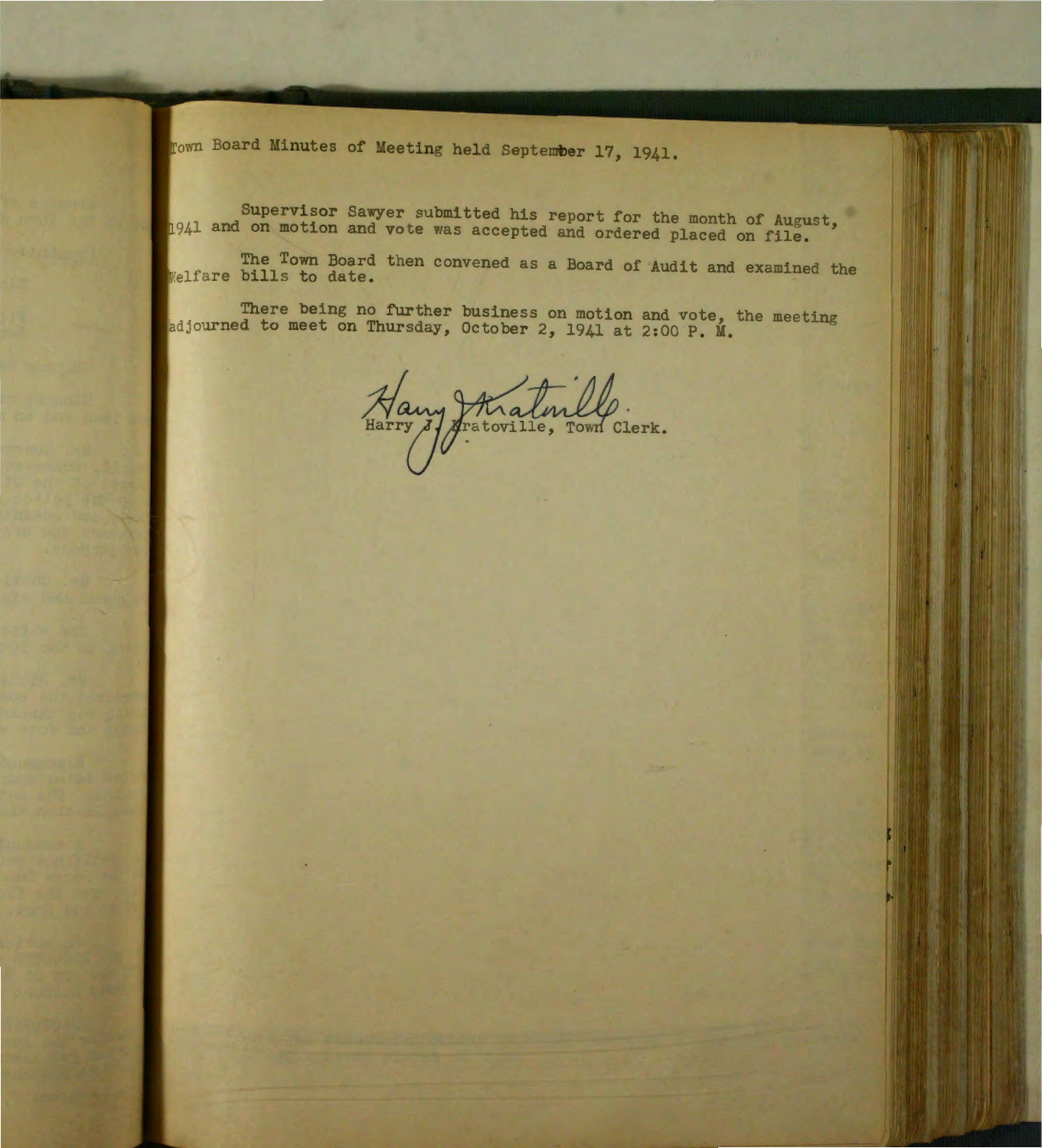Town Board Minutes of Meeting held September 17, 1941.

Supervisor Sawyer submitted his report for the month of August, 1941 and on motion and vote was accepted and ordered placed on file.

The Town Board then convened as a Board of Audit and examined the Welfare bills to date.

There being no further business on motion and vote, the meeting adjourned to meet on Thursday, October 2, 1941 at 2:00 P. M.

Harry J. Kratoville

Harry J. Kratoville, Town Clerk.